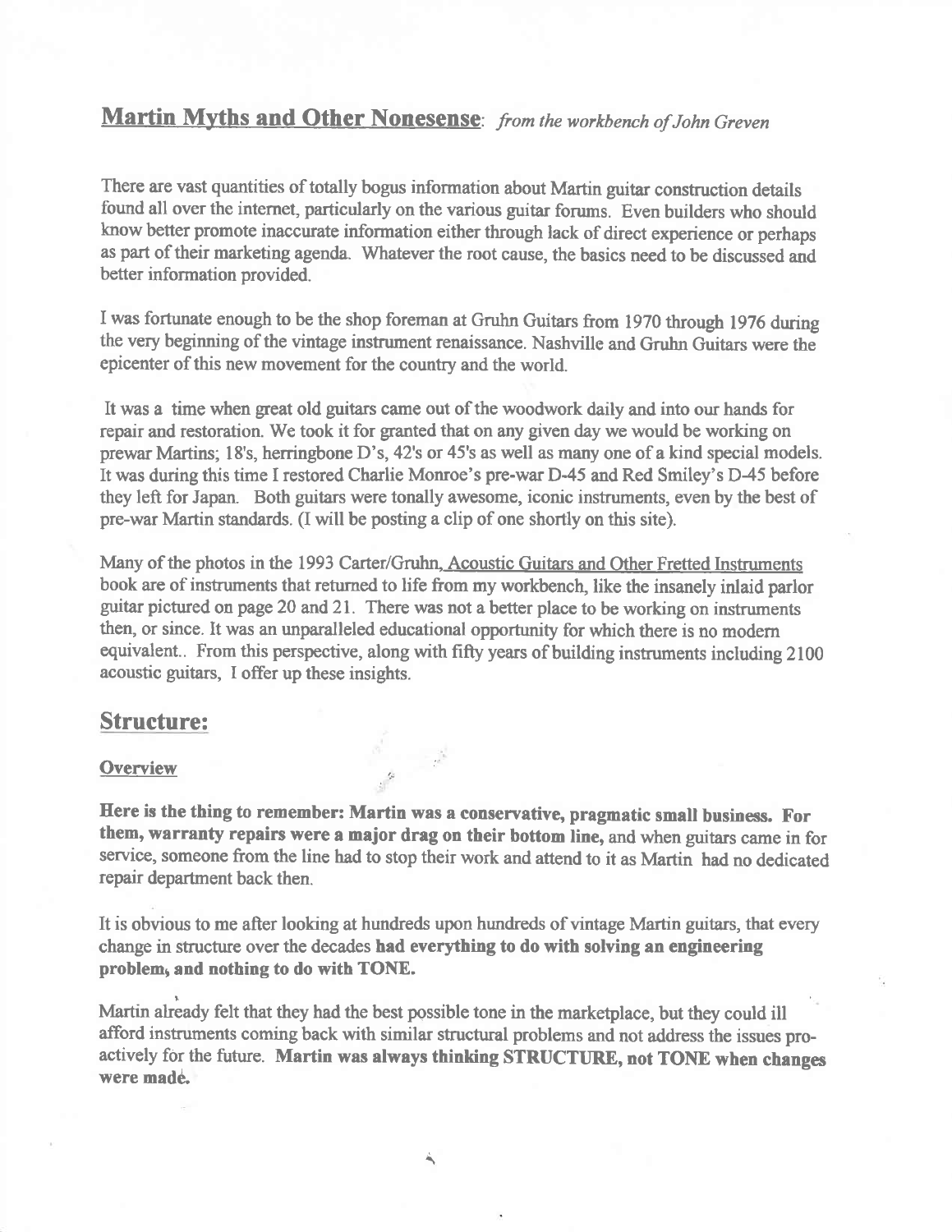## **Martin Myths and Other Nonesense**: *from the workbench of John Greven*

There are vast quantities of totally bogus information about Martin guitar construction details found all over the internet, particularly on the various guitar forums. Even builders who should know better promote inaccurate information either through lack of direct experience or perhaps as part of their marketing agenda. Whatever the root cause, the basics need to be discussed and better information provided.

I was fortunate enough to be the shop foreman at Gruhn Guitars from 1970 through 1976 during the very beginning of the vintage instrument renaissance. Nashville and Gruhn Guitars were the epicenter of this new movement for the country and the world.

It was a time when great old guitars came out of the woodwork daily and into our hands for repair and restoration. We took it for granted that on any given day we would be working on prewar Martins; 18's, herringbone D's, 42's or 45's as well as many one of a kind special models. It was during this time I restored Charlie Monroe's pre-war D-45 and Red Smiley's D-45 before they left for Japan. Both guitars were tonally awesome, iconic instruments, even by the best of pre-war Martin standards. (I will be posting a clip of one shortly on this site).

Many of the photos in the 1993 Carter/Gruhn, Acoustic Guitars and Other Fretted Instruments book are of instruments that returned to life from my workbench, like the insanely inlaid parlor guitar pictured on page 20 and 21. There was not a better place to be working on instruments then, or since. It was an unparalleled educational opportunity for which there is no modern equivalent.. From this perspective, along with fifty years of building instruments including 2100 acoustic guitars, I offer up these insights.

## **Structure:**

### Overview

**Here is the thing to remember: Martin was a conservative, pragmatic small business. For them, warranty repairs were a major drag on their bottom line,** and when guitars came in for service, someone from the line had to stop their work and attend to it as Martin had no dedicated repair department back then.

It is obvious to me after looking at hundreds upon hundreds of vintage Martin guitars, that every change in structure over the decades **had everything to do with solving an engineering problem, and nothing to do with TONE.**

Martin already felt that they had the best possible tone in the marketplace, but they could ill afford instruments coming back with similar structural problems and not address the issues pro-actively for the future. **Martin was always thinking STRUCTURE, not TONE when changes were made.**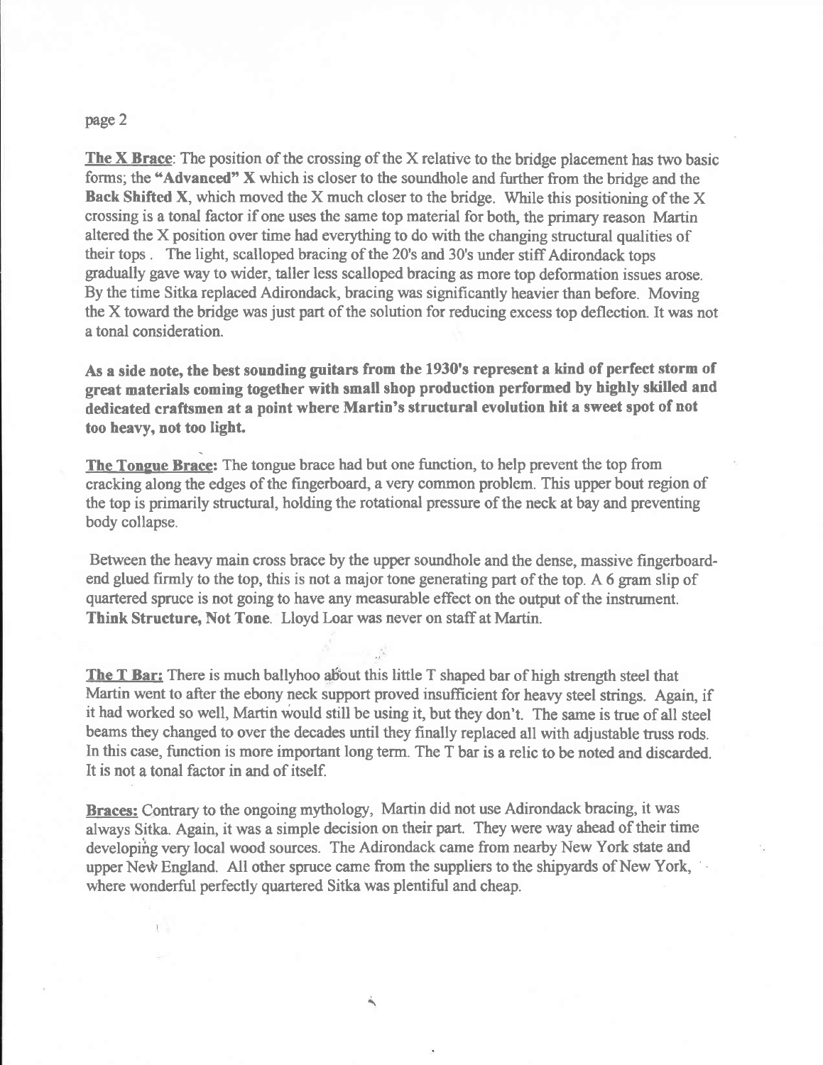**The X Brace**: The position of the crossing of the X relative to the bridge placement has two basic forms; the **"Advanced" X** which is closer to the soundhole and further from the bridge and the **Back Shifted X**, which moved the X much closer to the bridge. While this positioning of the X crossing is a tonal factor if one uses the same top material for both, the primary reason Martin altered the X position over time had everything to do with the changing structural qualities of their tops . The light, scalloped bracing of the 20's and 30's under stiff Adirondack tops gradually gave way to wider, taller less scalloped bracing as more top deformation issues arose. By the time Sitka replaced Adirondack, bracing was significantly heavier than before. Moving the X toward the bridge was just part of the solution for reducing excess top deflection. It was not a tonal consideration.

**As a side note, the best sounding guitars from the 1930's represent a kind of perfect storm of great materials coming together with small shop production performed by highly skilled and dedicated craftsmen at a point where Martin's structural evolution hit a sweet spot of not too heavy, not too light.**

**The Tongue Brace:** The tongue brace had but one function, to help prevent the top from cracking along the edges of the fingerboard, a very common problem. This upper bout region of the top is primarily structural, holding the rotational pressure of the neck at bay and preventing body collapse.

Between the heavy main cross brace by the upper soundhole and the dense, massive fingerboard-end glued firmly to the top, this is not a major tone generating part of the top. A 6 gram slip of quartered spruce is not going to have any measurable effect on the output of the instrument. **Think Structure, Not Tone**. Lloyd Loar was never on staff at Martin.

**The T Bar:** There is much ballyhoo about this little T shaped bar of high strength steel that Martin went to after the ebony neck support proved insufficient for heavy steel strings. Again, if it had worked so well, Martin would still be using it, but they don't. The same is true of all steel beams they changed to over the decades until they finally replaced all with adjustable truss rods. In this case, function is more important long term. The T bar is a relic to be noted and discarded. It is not a tonal factor in and of itself.

**Braces:** Contrary to the ongoing mythology, Martin did not use Adirondack bracing, it was always Sitka. Again, it was a simple decision on their part. They were way ahead of their time developing very local wood sources. The Adirondack came from nearby New York state and upper New England. All other spruce came from the suppliers to the shipyards of New York, where wonderful perfectly quartered Sitka was plentiful and cheap.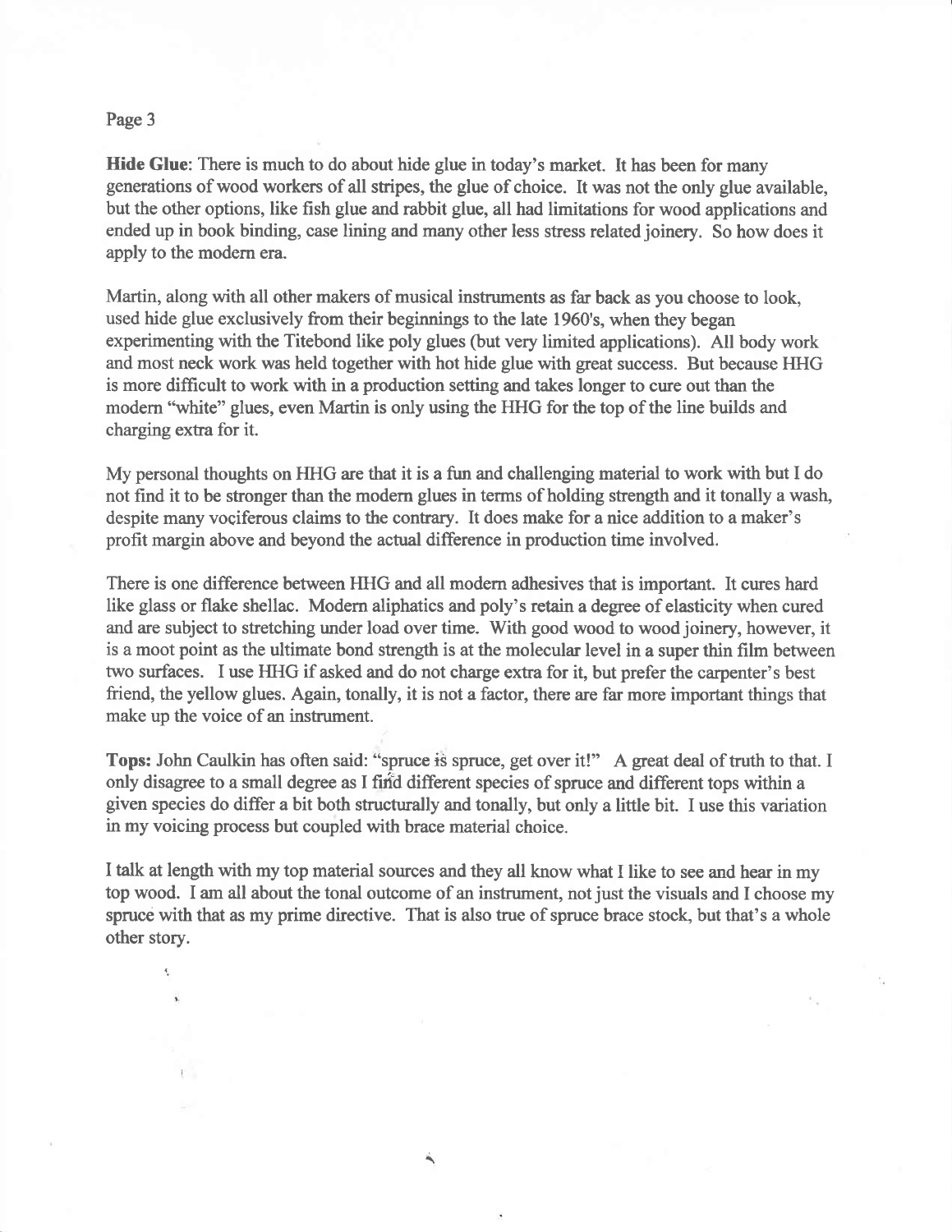**Hide Glue**: There is much to do about hide glue in today's market. It has been for many generations of wood workers of all stripes, the glue of choice. It was not the only glue available, but the other options, like fish glue and rabbit glue, all had limitations for wood applications and ended up in book binding, case lining and many other less stress related joinery. So how does it apply to the modern era.

Martin, along with all other makers of musical instruments as far back as you choose to look, used hide glue exclusively from their beginnings to the late 1960's, when they began experimenting with the Titebond like poly glues (but very limited applications). All body work and most neck work was held together with hot hide glue with great success. But because HHG is more difficult to work with in a production setting and takes longer to cure out than the modern "white" glues, even Martin is only using the HHG for the top of the line builds and charging extra for it.

My personal thoughts on HHG are that it is a fun and challenging material to work with but I do not find it to be stronger than the modern glues in terms of holding strength and it tonally a wash, despite many vociferous claims to the contrary. It does make for a nice addition to a maker's profit margin above and beyond the actual difference in production time involved.

There is one difference between HHG and all modern adhesives that is important. It cures hard like glass or flake shellac. Modern aliphatics and poly's retain a degree of elasticity when cured and are subject to stretching under load over time. With good wood to wood joinery, however, it is a moot point as the ultimate bond strength is at the molecular level in a super thin film between two surfaces. I use HHG if asked and do not charge extra for it, but prefer the carpenter's best friend, the yellow glues. Again, tonally, it is not a factor, there are far more important things that make up the voice of an instrument.

**Tops:** John Caulkin has often said: "spruce is spruce, get over it!" A great deal of truth to that. I only disagree to a small degree as I find different species of spruce and different tops within a given species do differ a bit both structurally and tonally, but only a little bit. I use this variation in my voicing process but coupled with brace material choice.

I talk at length with my top material sources and they all know what I like to see and hear in my top wood. I am all about the tonal outcome of an instrument, not just the visuals and I choose my spruce with that as my prime directive. That is also true of spruce brace stock, but that's a whole other story.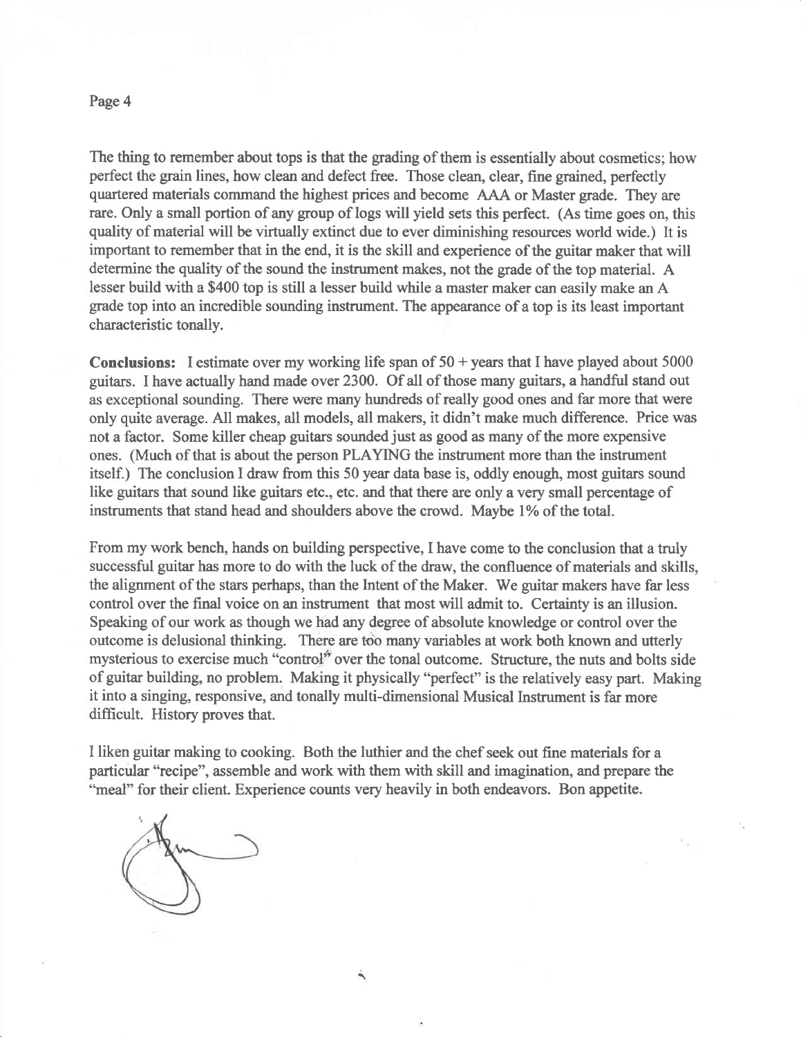The thing to remember about tops is that the grading of them is essentially about cosmetics; how perfect the grain lines, how clean and defect free. Those clean, clear, fine grained, perfectly quartered materials command the highest prices and become AAA or Master grade. They are rare. Only a small portion of any group of logs will yield sets this perfect. (As time goes on, this quality of material will be virtually extinct due to ever diminishing resources world wide.) It is important to remember that in the end, it is the skill and experience of the guitar maker that will determine the quality of the sound the instrument makes, not the grade of the top material. A lesser build with a $400 top is still a lesser build while a master maker can easily make an A grade top into an incredible sounding instrument. The appearance of a top is its least important characteristic tonally.

**Conclusions:** I estimate over my working life span of 50 + years that I have played about 5000 guitars. I have actually hand made over 2300. Of all of those many guitars, a handful stand out as exceptional sounding. There were many hundreds of really good ones and far more that were only quite average. All makes, all models, all makers, it didn't make much difference. Price was not a factor. Some killer cheap guitars sounded just as good as many of the more expensive ones. (Much of that is about the person PLAYING the instrument more than the instrument itself.) The conclusion I draw from this 50 year data base is, oddly enough, most guitars sound like guitars that sound like guitars etc., etc. and that there are only a very small percentage of instruments that stand head and shoulders above the crowd. Maybe 1% of the total.

From my work bench, hands on building perspective, I have come to the conclusion that a truly successful guitar has more to do with the luck of the draw, the confluence of materials and skills, the alignment of the stars perhaps, than the Intent of the Maker. We guitar makers have far less control over the final voice on an instrument that most will admit to. Certainty is an illusion. Speaking of our work as though we had any degree of absolute knowledge or control over the outcome is delusional thinking. There are too many variables at work both known and utterly mysterious to exercise much "control" over the tonal outcome. Structure, the nuts and bolts side of guitar building, no problem. Making it physically "perfect" is the relatively easy part. Making it into a singing, responsive, and tonally multi-dimensional Musical Instrument is far more difficult. History proves that.

I liken guitar making to cooking. Both the luthier and the chef seek out fine materials for a particular "recipe", assemble and work with them with skill and imagination, and prepare the "meal" for their client. Experience counts very heavily in both endeavors. Bon appetite.